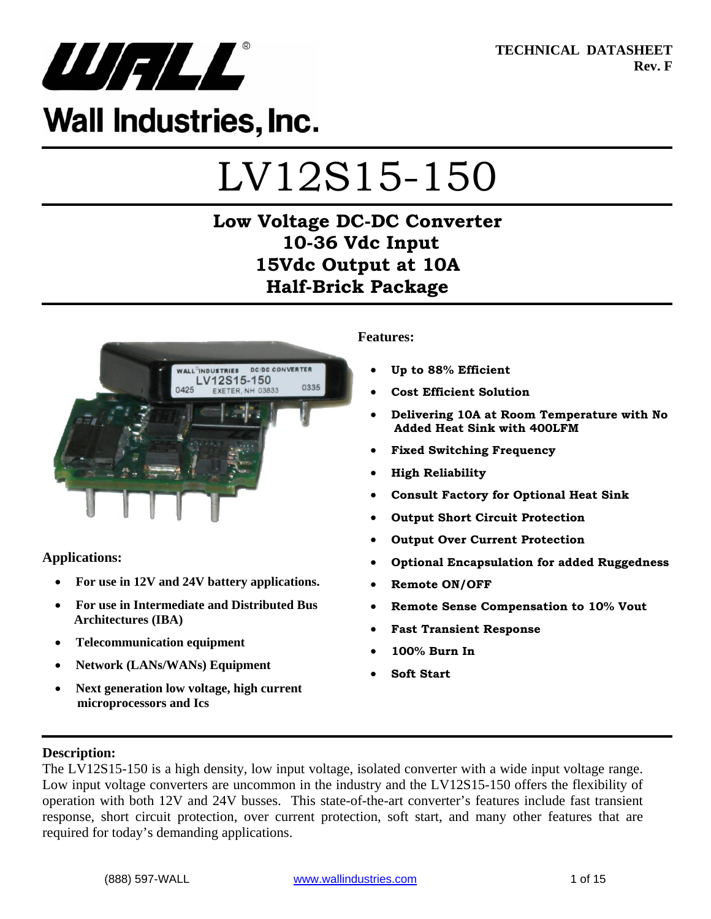TECHNICAL DATASHEET
Rev. F

Wall Industries, Inc.

# LV12S15-150

## Low Voltage DC-DC Converter
## 10-36 Vdc Input
## 15Vdc Output at 10A
## Half-Brick Package

**Features:**

- **Up to 88% Efficient**
- **Cost Efficient Solution**
- **Delivering 10A at Room Temperature with No Added Heat Sink with 400LFM**
- **Fixed Switching Frequency**
- **High Reliability**
- **Consult Factory for Optional Heat Sink**
- **Output Short Circuit Protection**
- **Output Over Current Protection**
- **Optional Encapsulation for added Ruggedness**
- **Remote ON/OFF**
- **Remote Sense Compensation to 10% Vout**
- **Fast Transient Response**
- **100% Burn In**
- **Soft Start**

**Applications:**

- **For use in 12V and 24V battery applications.**
- **For use in Intermediate and Distributed Bus Architectures (IBA)**
- **Telecommunication equipment**
- **Network (LANs/WANs) Equipment**
- **Next generation low voltage, high current microprocessors and Ics**

**Description:**
The LV12S15-150 is a high density, low input voltage, isolated converter with a wide input voltage range. Low input voltage converters are uncommon in the industry and the LV12S15-150 offers the flexibility of operation with both 12V and 24V busses. This state-of-the-art converter's features include fast transient response, short circuit protection, over current protection, soft start, and many other features that are required for today's demanding applications.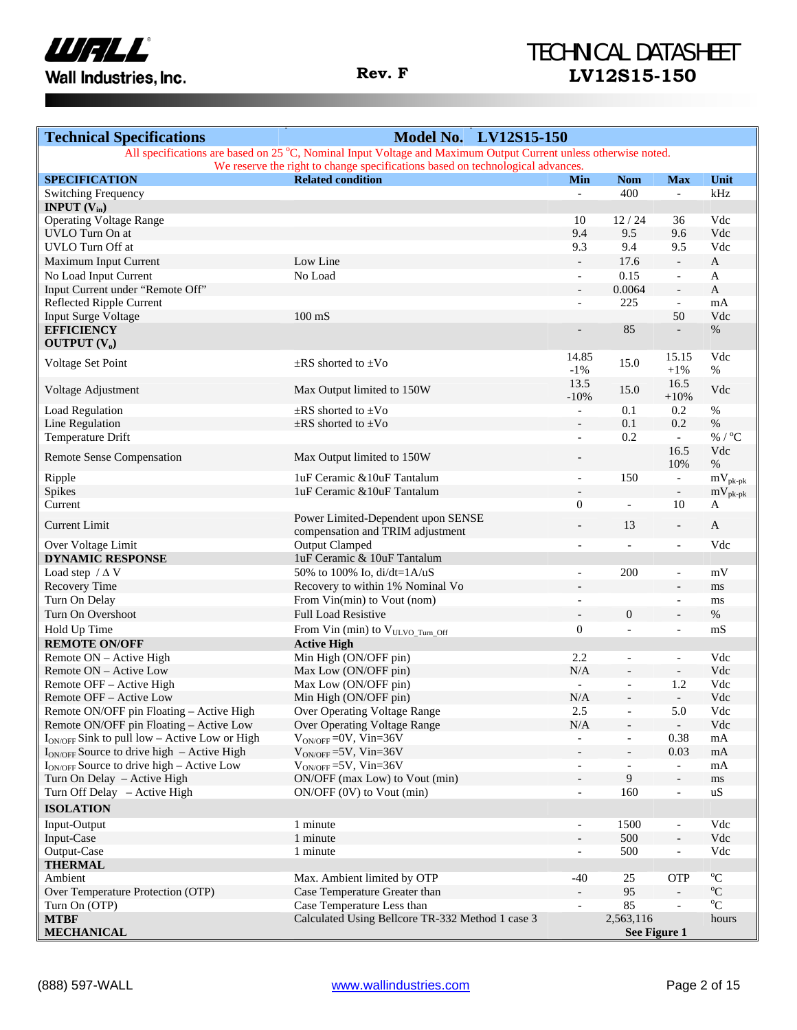Wall Industries, Inc.

**Rev. F**

# TECHNICAL DATASHEET
## LV12S15-150

| **Technical Specifications** | **Model No. LV12S15-150** | | | | |
|---|---|---|---|---|---|
| All specifications are based on 25 °C, Nominal Input Voltage and Maximum Output Current unless otherwise noted. We reserve the right to change specifications based on technological advances. | | | | | |
| **SPECIFICATION** | **Related condition** | **Min** | **Nom** | **Max** | **Unit** |
| Switching Frequency | | - | 400 | - | kHz |
| **INPUT ($V_{in}$)** | | | | | |
| Operating Voltage Range | | 10 | 12 / 24 | 36 | Vdc |
| UVLO Turn On at | | 9.4 | 9.5 | 9.6 | Vdc |
| UVLO Turn Off at | | 9.3 | 9.4 | 9.5 | Vdc |
| Maximum Input Current | Low Line | - | 17.6 | - | A |
| No Load Input Current | No Load | - | 0.15 | - | A |
| Input Current under "Remote Off" | | - | 0.0064 | - | A |
| Reflected Ripple Current | | - | 225 | - | mA |
| Input Surge Voltage | 100 mS | | | 50 | Vdc |
| **EFFICIENCY** | | - | 85 | - | % |
| **OUTPUT ($V_o$)** | | | | | |
| Voltage Set Point | ±RS shorted to ±Vo | 14.85 -1% | 15.0 | 15.15 +1% | Vdc % |
| Voltage Adjustment | Max Output limited to 150W | 13.5 -10% | 15.0 | 16.5 +10% | Vdc |
| Load Regulation | ±RS shorted to ±Vo | - | 0.1 | 0.2 | % |
| Line Regulation | ±RS shorted to ±Vo | - | 0.1 | 0.2 | % |
| Temperature Drift | | - | 0.2 | - | % / °C |
| Remote Sense Compensation | Max Output limited to 150W | - | | 16.5 10% | Vdc % |
| Ripple | 1uF Ceramic &10uF Tantalum | - | 150 | - | $mV_{pk-pk}$ |
| Spikes | 1uF Ceramic &10uF Tantalum | - | | - | $mV_{pk-pk}$ |
| Current | | 0 | - | 10 | A |
| Current Limit | Power Limited-Dependent upon SENSE compensation and TRIM adjustment | - | 13 | - | A |
| Over Voltage Limit | Output Clamped | - | - | - | Vdc |
| **DYNAMIC RESPONSE** | 1uF Ceramic & 10uF Tantalum | | | | |
| Load step / Δ V | 50% to 100% Io, di/dt=1A/uS | - | 200 | - | mV |
| Recovery Time | Recovery to within 1% Nominal Vo | - | | - | ms |
| Turn On Delay | From Vin(min) to Vout (nom) | - | | - | ms |
| Turn On Overshoot | Full Load Resistive | - | 0 | - | % |
| Hold Up Time | From Vin (min) to $V_{ULVO\_Turn\_Off}$ | 0 | - | - | mS |
| **REMOTE ON/OFF** | **Active High** | | | | |
| Remote ON – Active High | Min High (ON/OFF pin) | 2.2 | - | - | Vdc |
| Remote ON – Active Low | Max Low (ON/OFF pin) | N/A | - | - | Vdc |
| Remote OFF – Active High | Max Low (ON/OFF pin) | - | - | 1.2 | Vdc |
| Remote OFF – Active Low | Min High (ON/OFF pin) | N/A | - | - | Vdc |
| Remote ON/OFF pin Floating – Active High | Over Operating Voltage Range | 2.5 | - | 5.0 | Vdc |
| Remote ON/OFF pin Floating – Active Low | Over Operating Voltage Range | N/A | - | - | Vdc |
| $I_{ON/OFF}$ Sink to pull low – Active Low or High | $V_{ON/OFF}$ =0V, Vin=36V | - | - | 0.38 | mA |
| $I_{ON/OFF}$ Source to drive high – Active High | $V_{ON/OFF}$ =5V, Vin=36V | - | - | 0.03 | mA |
| $I_{ON/OFF}$ Source to drive high – Active Low | $V_{ON/OFF}$ =5V, Vin=36V | - | - | - | mA |
| Turn On Delay – Active High | ON/OFF (max Low) to Vout (min) | - | 9 | - | ms |
| Turn Off Delay – Active High | ON/OFF (0V) to Vout (min) | - | 160 | - | uS |
| **ISOLATION** | | | | | |
| Input-Output | 1 minute | - | 1500 | - | Vdc |
| Input-Case | 1 minute | - | 500 | - | Vdc |
| Output-Case | 1 minute | - | 500 | - | Vdc |
| **THERMAL** | | | | | |
| Ambient | Max. Ambient limited by OTP | -40 | 25 | OTP | °C |
| Over Temperature Protection (OTP) | Case Temperature Greater than | - | 95 | - | °C |
| Turn On (OTP) | Case Temperature Less than | - | 85 | - | °C |
| **MTBF** | Calculated Using Bellcore TR-332 Method 1 case 3 | | 2,563,116 | | hours |
| **MECHANICAL** | | | **See Figure 1** | | |

(888) 597-WALL www.wallindustries.com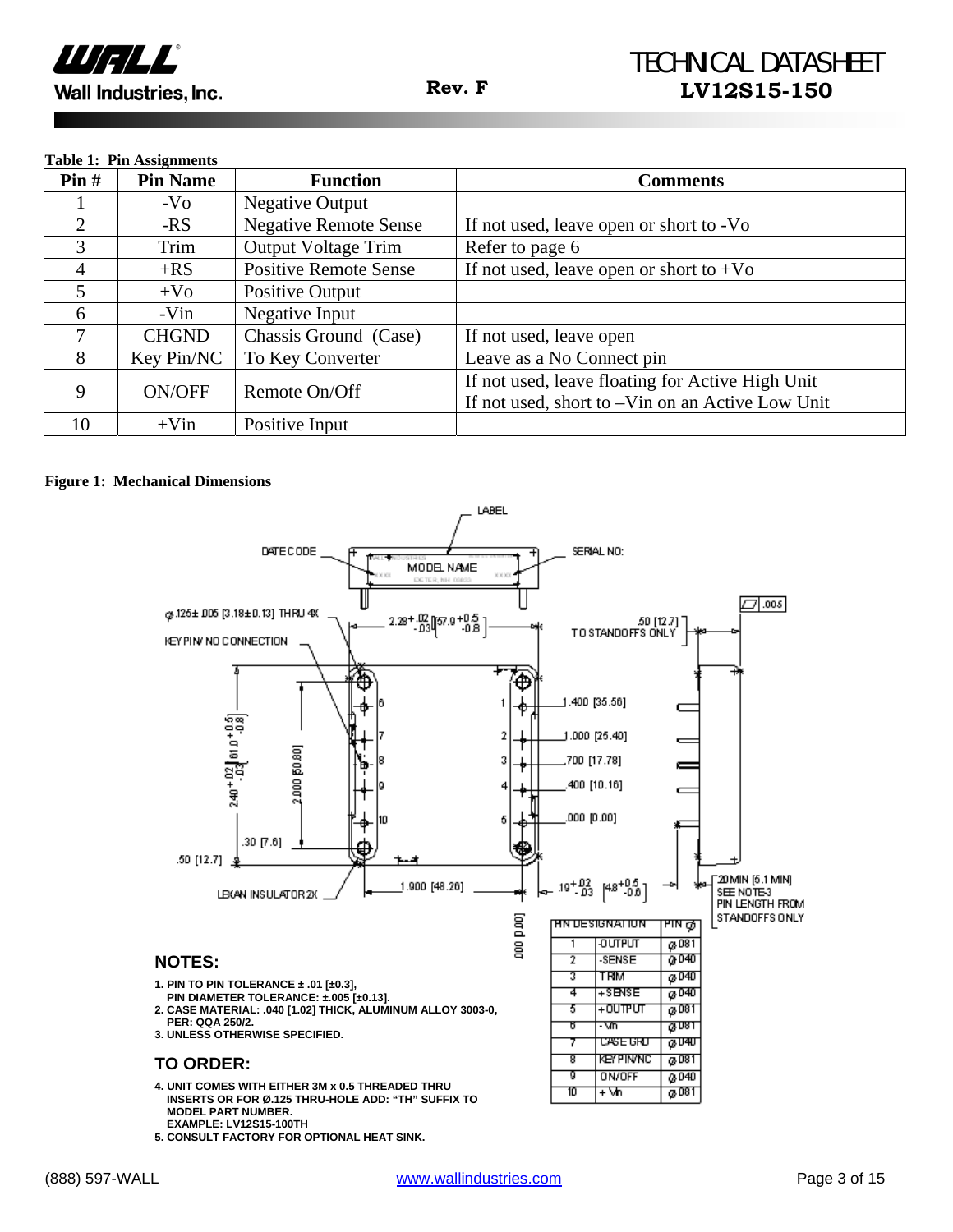**Table 1: Pin Assignments**

| Pin # | Pin Name | Function | Comments |
|---|---|---|---|
| 1 | -Vo | Negative Output | |
| 2 | -RS | Negative Remote Sense | If not used, leave open or short to -Vo |
| 3 | Trim | Output Voltage Trim | Refer to page 6 |
| 4 | +RS | Positive Remote Sense | If not used, leave open or short to +Vo |
| 5 | +Vo | Positive Output | |
| 6 | -Vin | Negative Input | |
| 7 | CHGND | Chassis Ground (Case) | If not used, leave open |
| 8 | Key Pin/NC | To Key Converter | Leave as a No Connect pin |
| 9 | ON/OFF | Remote On/Off | If not used, leave floating for Active High Unit<br>If not used, short to –Vin on an Active Low Unit |
| 10 | +Vin | Positive Input | |

**Figure 1: Mechanical Dimensions**

| PIN DESIGNATION | | PIN Ø |
|---|---|---|
| 1 | -OUTPUT | Ø.081 |
| 2 | -SENSE | Ø.040 |
| 3 | TRIM | Ø.040 |
| 4 | +SENSE | Ø.040 |
| 5 | +OUTPUT | Ø.081 |
| 6 | -Vin | Ø.081 |
| 7 | CASE GRD | Ø.040 |
| 8 | KEY PIN/NC | Ø.081 |
| 9 | ON/OFF | Ø.040 |
| 10 | +Vin | Ø.081 |

## NOTES:

1. PIN TO PIN TOLERANCE ± .01 [±0.3], PIN DIAMETER TOLERANCE: ±.005 [±0.13].
2. CASE MATERIAL: .040 [1.02] THICK, ALUMINUM ALLOY 3003-0, PER: QQA 250/2.
3. UNLESS OTHERWISE SPECIFIED.

## TO ORDER:

4. UNIT COMES WITH EITHER 3M x 0.5 THREADED THRU INSERTS OR FOR Ø.125 THRU-HOLE ADD: "TH" SUFFIX TO MODEL PART NUMBER. EXAMPLE: LV12S15-100TH
5. CONSULT FACTORY FOR OPTIONAL HEAT SINK.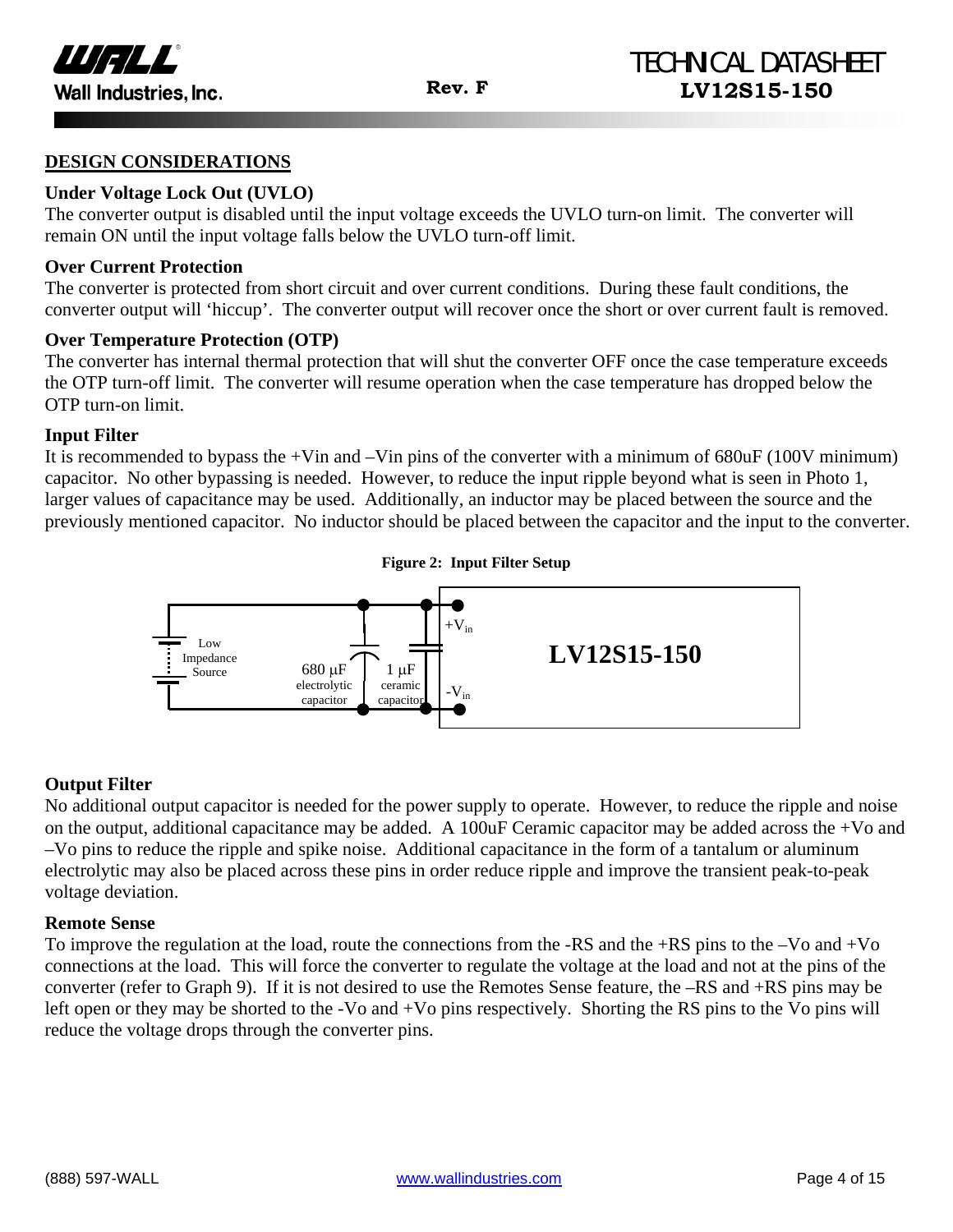## DESIGN CONSIDERATIONS

### Under Voltage Lock Out (UVLO)

The converter output is disabled until the input voltage exceeds the UVLO turn-on limit. The converter will remain ON until the input voltage falls below the UVLO turn-off limit.

### Over Current Protection

The converter is protected from short circuit and over current conditions. During these fault conditions, the converter output will 'hiccup'. The converter output will recover once the short or over current fault is removed.

### Over Temperature Protection (OTP)

The converter has internal thermal protection that will shut the converter OFF once the case temperature exceeds the OTP turn-off limit. The converter will resume operation when the case temperature has dropped below the OTP turn-on limit.

### Input Filter

It is recommended to bypass the +Vin and –Vin pins of the converter with a minimum of 680uF (100V minimum) capacitor. No other bypassing is needed. However, to reduce the input ripple beyond what is seen in Photo 1, larger values of capacitance may be used. Additionally, an inductor may be placed between the source and the previously mentioned capacitor. No inductor should be placed between the capacitor and the input to the converter.

**Figure 2: Input Filter Setup**

Low Impedance Source — 680 µF electrolytic capacitor — 1 µF ceramic capacitor — $+V_{in}$ / $-V_{in}$ — **LV12S15-150**

### Output Filter

No additional output capacitor is needed for the power supply to operate. However, to reduce the ripple and noise on the output, additional capacitance may be added. A 100uF Ceramic capacitor may be added across the +Vo and –Vo pins to reduce the ripple and spike noise. Additional capacitance in the form of a tantalum or aluminum electrolytic may also be placed across these pins in order reduce ripple and improve the transient peak-to-peak voltage deviation.

### Remote Sense

To improve the regulation at the load, route the connections from the -RS and the +RS pins to the –Vo and +Vo connections at the load. This will force the converter to regulate the voltage at the load and not at the pins of the converter (refer to Graph 9). If it is not desired to use the Remotes Sense feature, the –RS and +RS pins may be left open or they may be shorted to the -Vo and +Vo pins respectively. Shorting the RS pins to the Vo pins will reduce the voltage drops through the converter pins.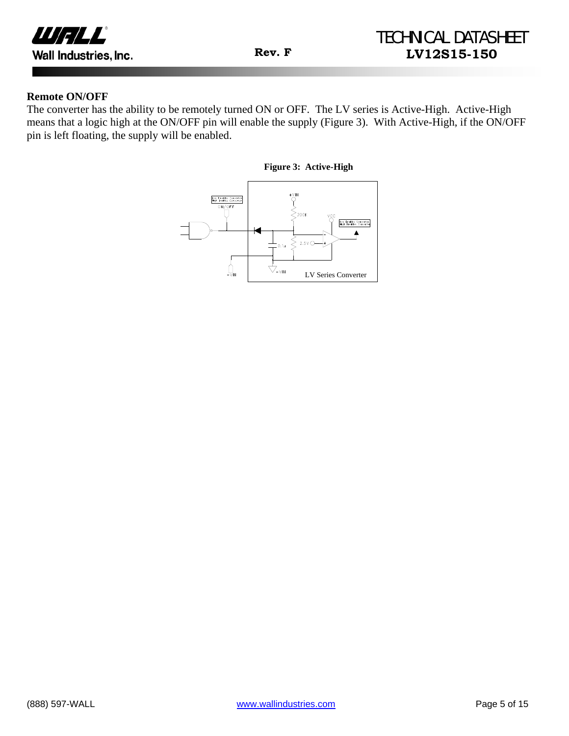**Remote ON/OFF**

The converter has the ability to be remotely turned ON or OFF. The LV series is Active-High. Active-High means that a logic high at the ON/OFF pin will enable the supply (Figure 3). With Active-High, if the ON/OFF pin is left floating, the supply will be enabled.

**Figure 3: Active-High**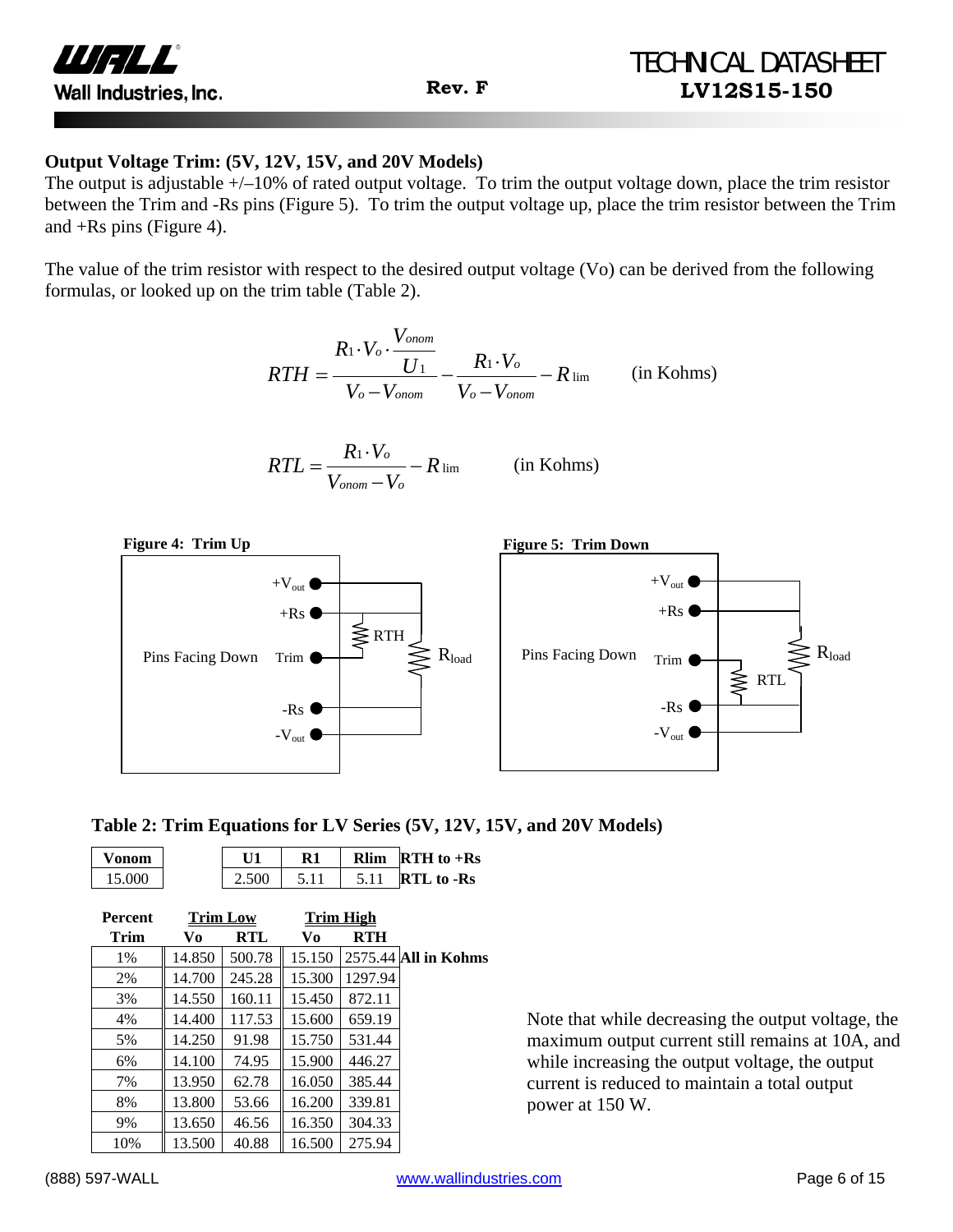### Output Voltage Trim: (5V, 12V, 15V, and 20V Models)

The output is adjustable +/–10% of rated output voltage. To trim the output voltage down, place the trim resistor between the Trim and -Rs pins (Figure 5). To trim the output voltage up, place the trim resistor between the Trim and +Rs pins (Figure 4).

The value of the trim resistor with respect to the desired output voltage (Vo) can be derived from the following formulas, or looked up on the trim table (Table 2).

$$RTH = \frac{R_1 \cdot V_o \cdot \frac{V_{onom}}{U_1}}{V_o - V_{onom}} - \frac{R_1 \cdot V_o}{V_o - V_{onom}} - R_{\lim} \qquad \text{(in Kohms)}$$

$$RTL = \frac{R_1 \cdot V_o}{V_{onom} - V_o} - R_{\lim} \qquad \text{(in Kohms)}$$

**Figure 4: Trim Up**

**Figure 5: Trim Down**

**Table 2: Trim Equations for LV Series (5V, 12V, 15V, and 20V Models)**

| Vonom |
|---|
| 15.000 |

| U1 | R1 | Rlim | |
|---|---|---|---|
| 2.500 | 5.11 | 5.11 | **RTH to +Rs** / **RTL to -Rs** |

| Percent Trim | Trim Low Vo | Trim Low RTL | Trim High Vo | Trim High RTH |
|---|---|---|---|---|
| 1% | 14.850 | 500.78 | 15.150 | 2575.44 |
| 2% | 14.700 | 245.28 | 15.300 | 1297.94 |
| 3% | 14.550 | 160.11 | 15.450 | 872.11 |
| 4% | 14.400 | 117.53 | 15.600 | 659.19 |
| 5% | 14.250 | 91.98 | 15.750 | 531.44 |
| 6% | 14.100 | 74.95 | 15.900 | 446.27 |
| 7% | 13.950 | 62.78 | 16.050 | 385.44 |
| 8% | 13.800 | 53.66 | 16.200 | 339.81 |
| 9% | 13.650 | 46.56 | 16.350 | 304.33 |
| 10% | 13.500 | 40.88 | 16.500 | 275.94 |

**All in Kohms**

Note that while decreasing the output voltage, the maximum output current still remains at 10A, and while increasing the output voltage, the output current is reduced to maintain a total output power at 150 W.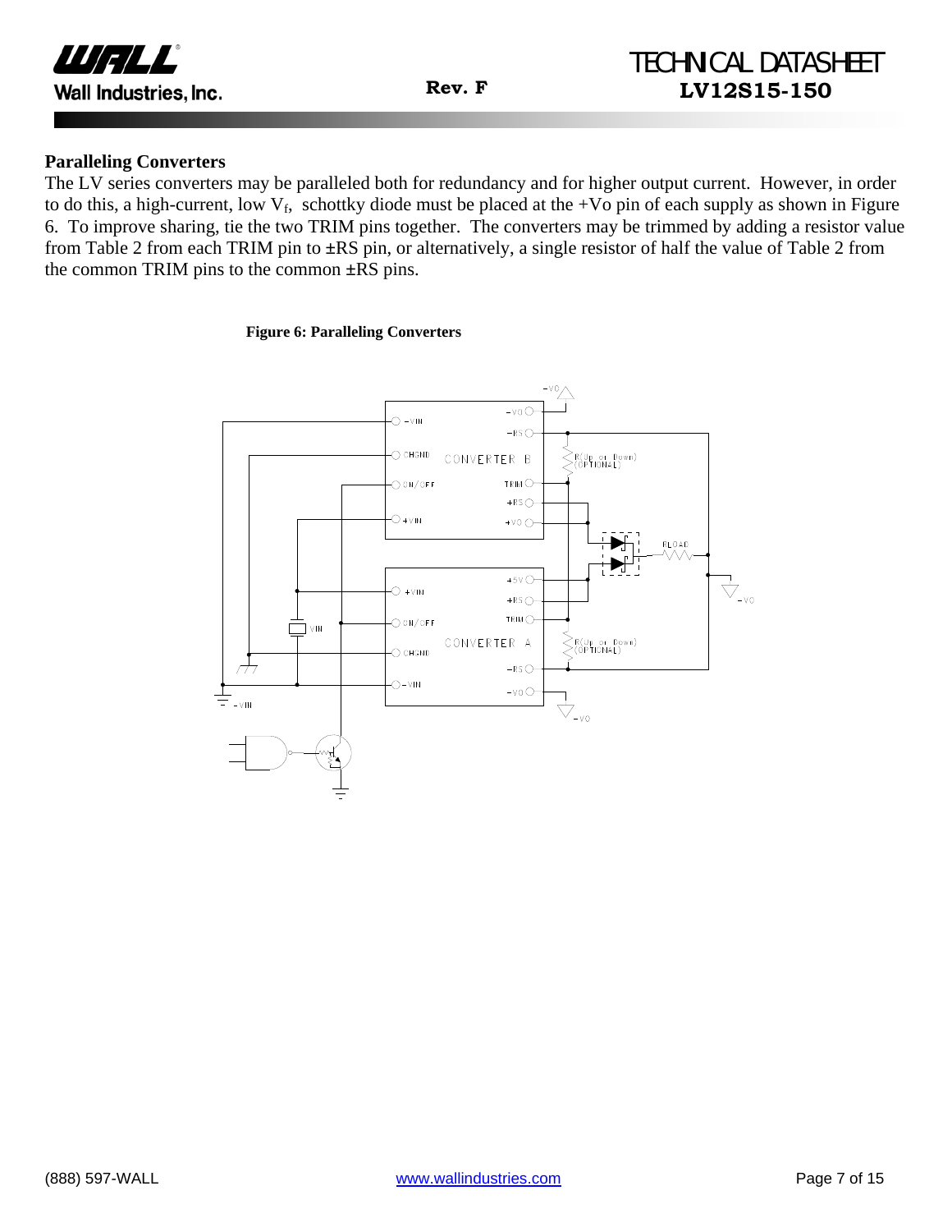## Paralleling Converters

The LV series converters may be paralleled both for redundancy and for higher output current. However, in order to do this, a high-current, low $V_f$, schottky diode must be placed at the +Vo pin of each supply as shown in Figure 6. To improve sharing, tie the two TRIM pins together. The converters may be trimmed by adding a resistor value from Table 2 from each TRIM pin to ±RS pin, or alternatively, a single resistor of half the value of Table 2 from the common TRIM pins to the common ±RS pins.

**Figure 6: Paralleling Converters**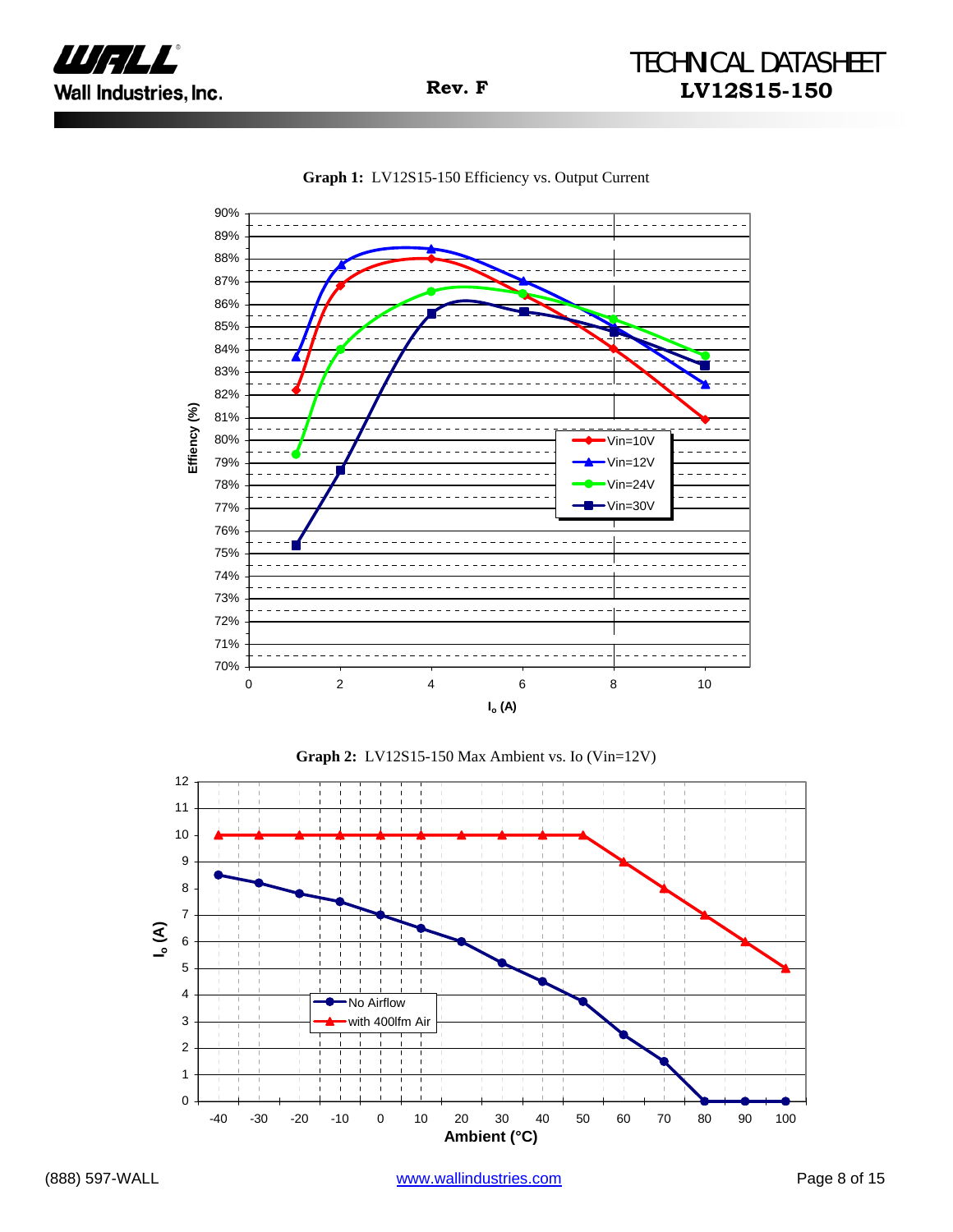**Graph 1:** LV12S15-150 Efficiency vs. Output Current

**Graph 2:** LV12S15-150 Max Ambient vs. Io (Vin=12V)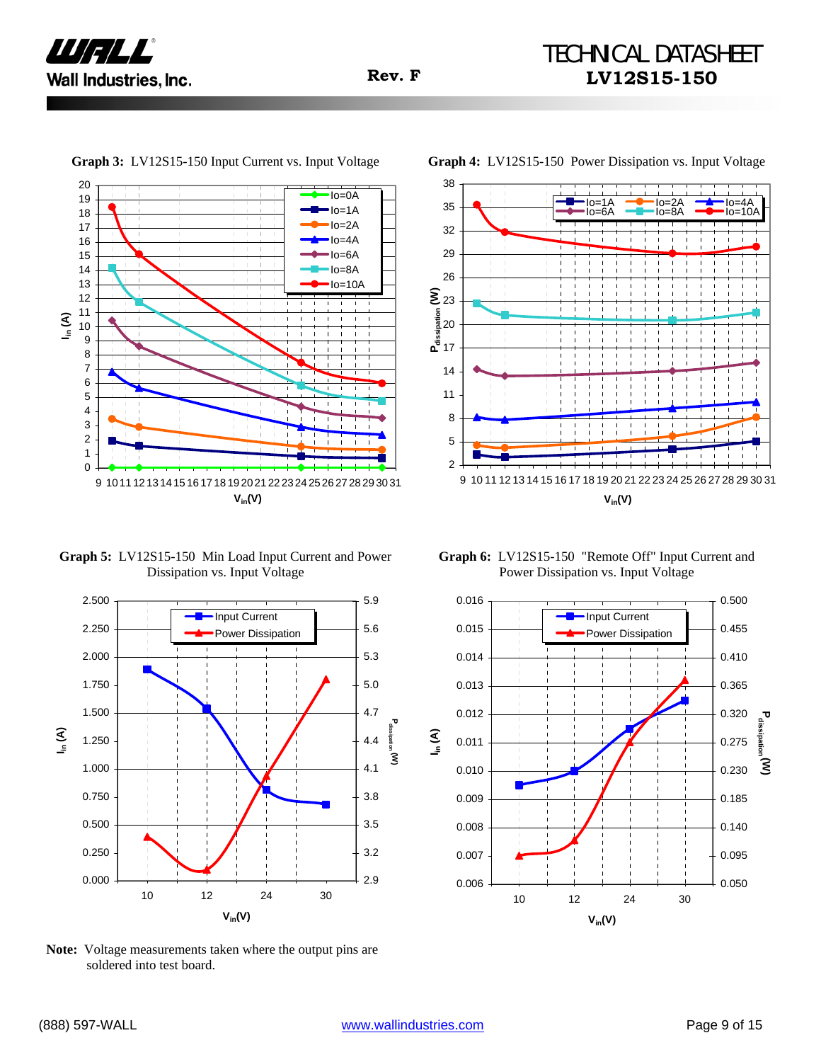**Graph 3:** LV12S15-150 Input Current vs. Input Voltage

**Graph 4:** LV12S15-150 Power Dissipation vs. Input Voltage

**Graph 5:** LV12S15-150 Min Load Input Current and Power Dissipation vs. Input Voltage

**Graph 6:** LV12S15-150 "Remote Off" Input Current and Power Dissipation vs. Input Voltage

**Note:** Voltage measurements taken where the output pins are soldered into test board.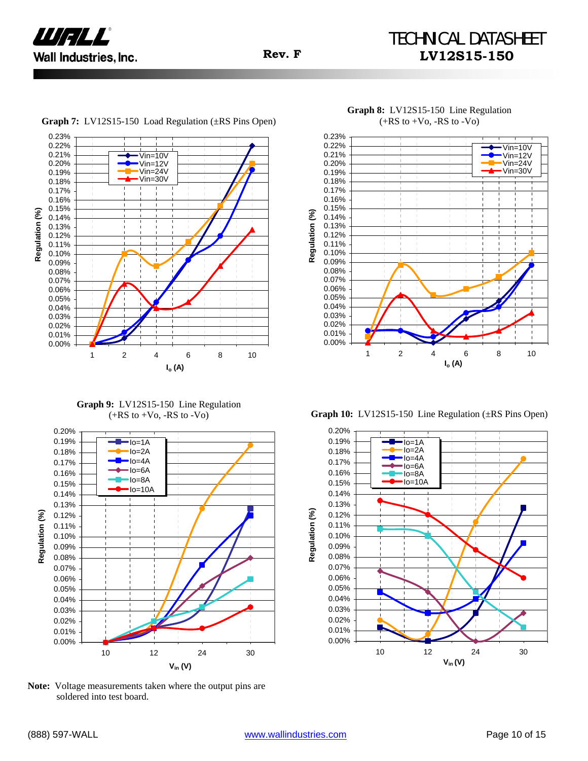**Graph 7:** LV12S15-150 Load Regulation (±RS Pins Open)

**Graph 8:** LV12S15-150 Line Regulation (+RS to +Vo, -RS to -Vo)

**Graph 9:** LV12S15-150 Line Regulation (+RS to +Vo, -RS to -Vo)

**Graph 10:** LV12S15-150 Line Regulation (±RS Pins Open)

**Note:** Voltage measurements taken where the output pins are soldered into test board.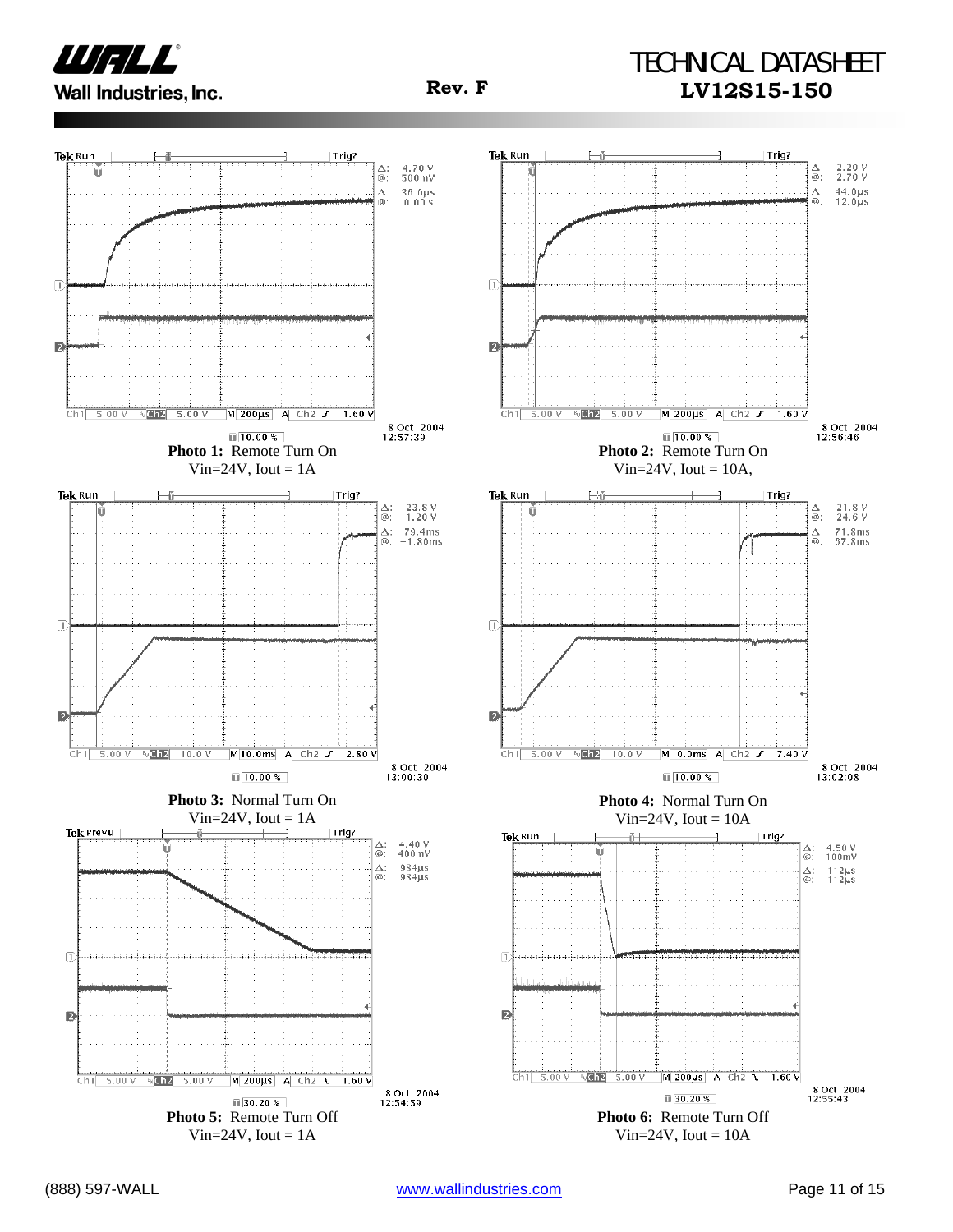**Photo 1:** Remote Turn On
Vin=24V, Iout = 1A

**Photo 2:** Remote Turn On
Vin=24V, Iout = 10A,

**Photo 3:** Normal Turn On
Vin=24V, Iout = 1A

**Photo 4:** Normal Turn On
Vin=24V, Iout = 10A

**Photo 5:** Remote Turn Off
Vin=24V, Iout = 1A

**Photo 6:** Remote Turn Off
Vin=24V, Iout = 10A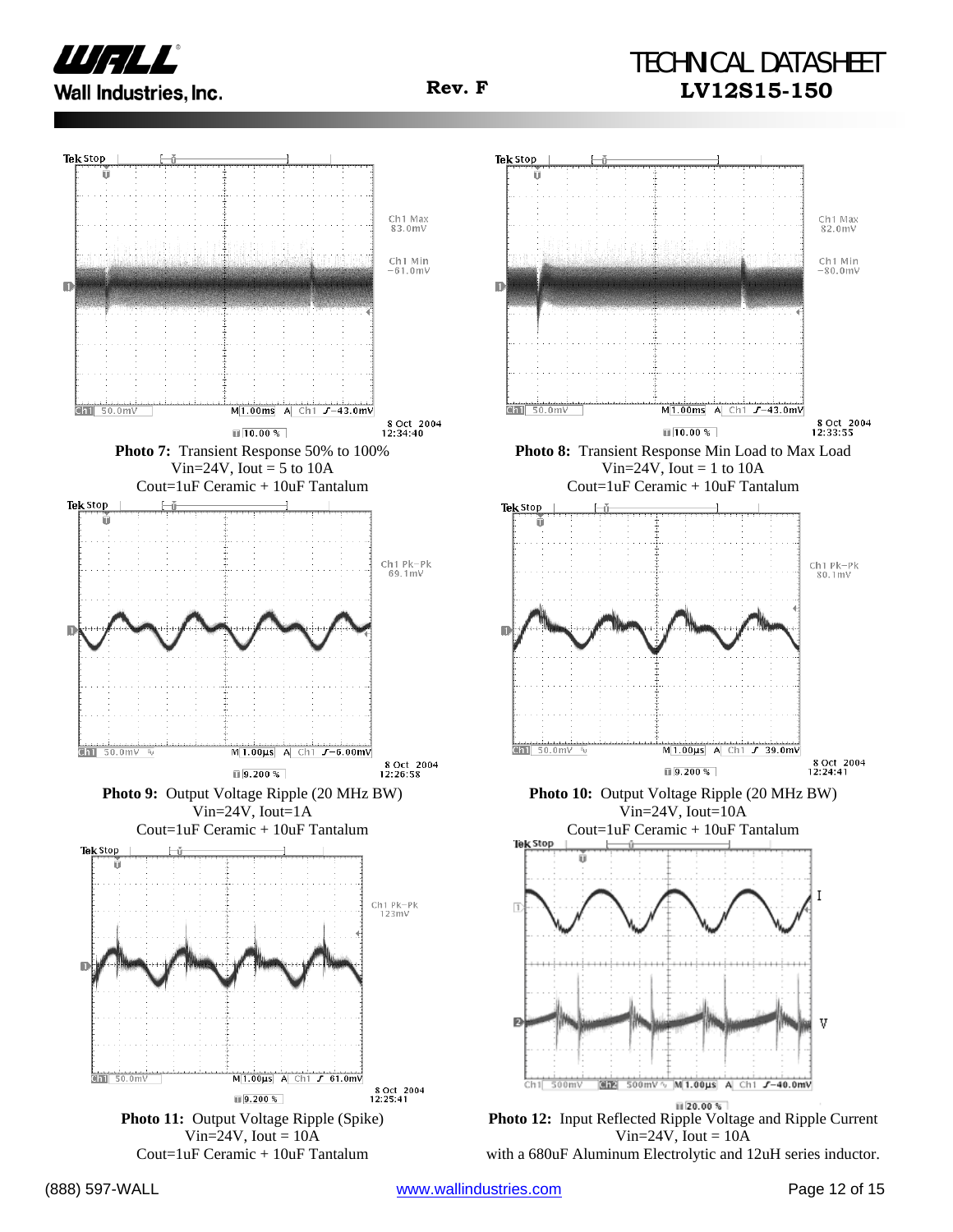**Photo 7:** Transient Response 50% to 100%
Vin=24V, Iout = 5 to 10A
Cout=1uF Ceramic + 10uF Tantalum

**Photo 8:** Transient Response Min Load to Max Load
Vin=24V, Iout = 1 to 10A
Cout=1uF Ceramic + 10uF Tantalum

**Photo 9:** Output Voltage Ripple (20 MHz BW)
Vin=24V, Iout=1A
Cout=1uF Ceramic + 10uF Tantalum

**Photo 10:** Output Voltage Ripple (20 MHz BW)
Vin=24V, Iout=10A
Cout=1uF Ceramic + 10uF Tantalum

**Photo 11:** Output Voltage Ripple (Spike)
Vin=24V, Iout = 10A
Cout=1uF Ceramic + 10uF Tantalum

**Photo 12:** Input Reflected Ripple Voltage and Ripple Current
Vin=24V, Iout = 10A
with a 680uF Aluminum Electrolytic and 12uH series inductor.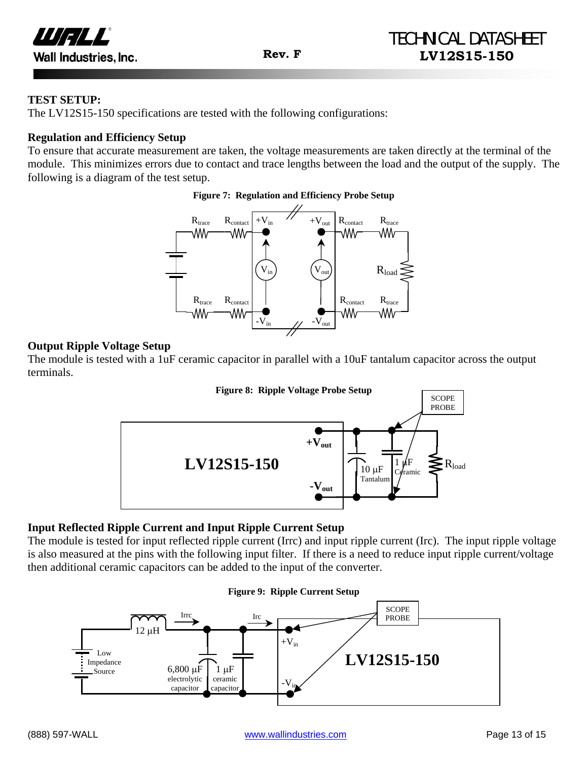## TEST SETUP:

The LV12S15-150 specifications are tested with the following configurations:

### Regulation and Efficiency Setup

To ensure that accurate measurement are taken, the voltage measurements are taken directly at the terminal of the module. This minimizes errors due to contact and trace lengths between the load and the output of the supply. The following is a diagram of the test setup.

**Figure 7: Regulation and Efficiency Probe Setup**

### Output Ripple Voltage Setup

The module is tested with a 1uF ceramic capacitor in parallel with a 10uF tantalum capacitor across the output terminals.

**Figure 8: Ripple Voltage Probe Setup**

### Input Reflected Ripple Current and Input Ripple Current Setup

The module is tested for input reflected ripple current (Irrc) and input ripple current (Irc). The input ripple voltage is also measured at the pins with the following input filter. If there is a need to reduce input ripple current/voltage then additional ceramic capacitors can be added to the input of the converter.

**Figure 9: Ripple Current Setup**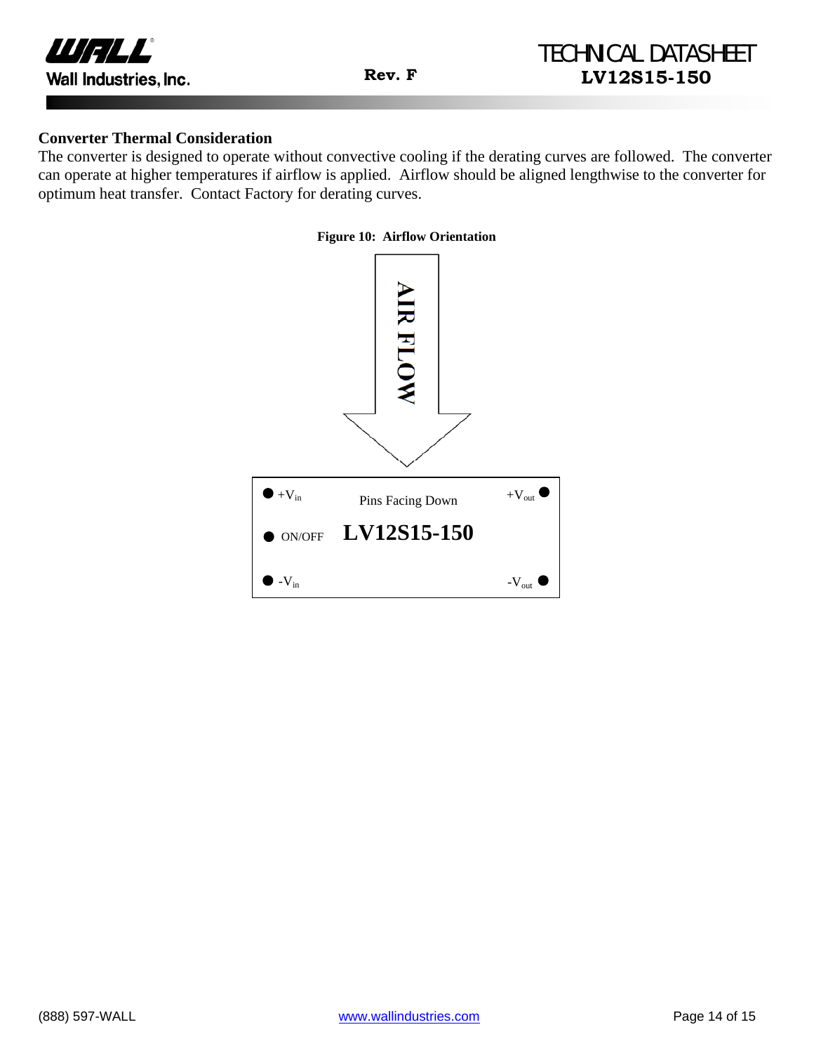## Converter Thermal Consideration

The converter is designed to operate without convective cooling if the derating curves are followed. The converter can operate at higher temperatures if airflow is applied. Airflow should be aligned lengthwise to the converter for optimum heat transfer. Contact Factory for derating curves.

**Figure 10: Airflow Orientation**

AIR FLOW

$+V_{in}$ &nbsp;&nbsp; Pins Facing Down &nbsp;&nbsp; $+V_{out}$

ON/OFF &nbsp;&nbsp; **LV12S15-150**

$-V_{in}$ &nbsp;&nbsp; $-V_{out}$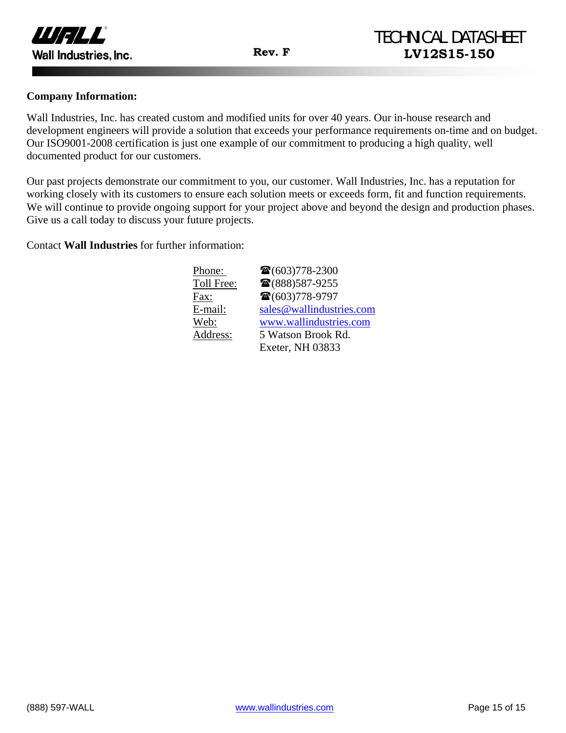**Company Information:**

Wall Industries, Inc. has created custom and modified units for over 40 years. Our in-house research and development engineers will provide a solution that exceeds your performance requirements on-time and on budget. Our ISO9001-2008 certification is just one example of our commitment to producing a high quality, well documented product for our customers.

Our past projects demonstrate our commitment to you, our customer. Wall Industries, Inc. has a reputation for working closely with its customers to ensure each solution meets or exceeds form, fit and function requirements. We will continue to provide ongoing support for your project above and beyond the design and production phases. Give us a call today to discuss your future projects.

Contact **Wall Industries** for further information:

| | |
|---|---|
| Phone: | ☎(603)778-2300 |
| Toll Free: | ☎(888)587-9255 |
| Fax: | ☎(603)778-9797 |
| E-mail: | sales@wallindustries.com |
| Web: | www.wallindustries.com |
| Address: | 5 Watson Brook Rd.<br>Exeter, NH 03833 |